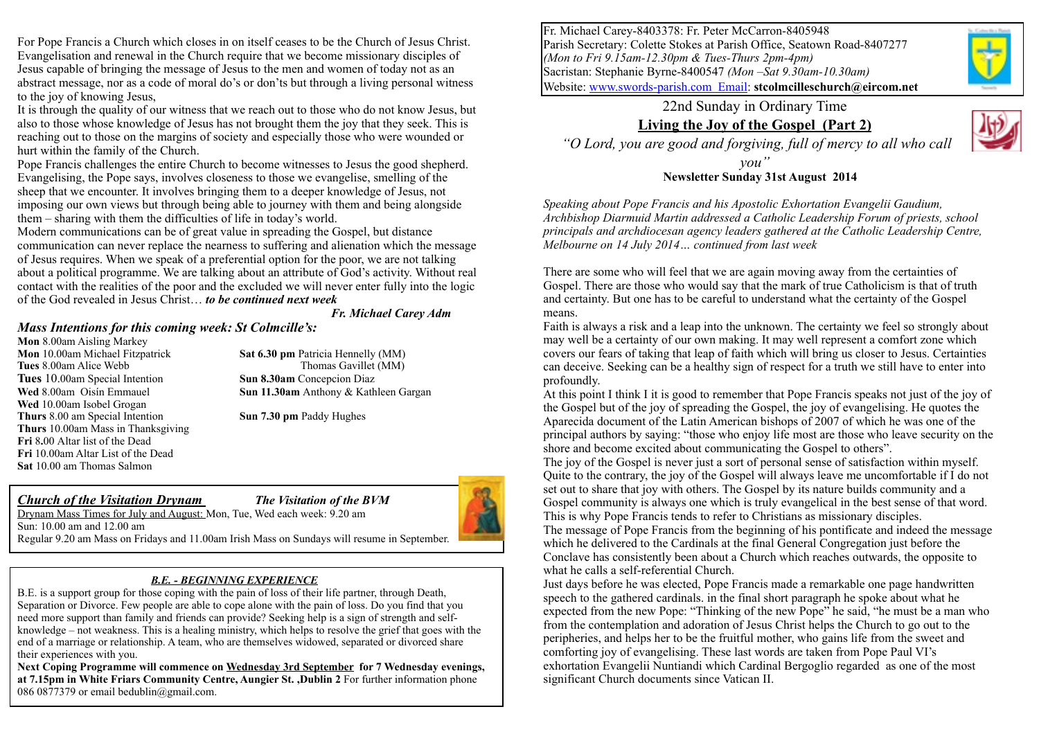Fr. Michael Carey-8403378: Fr. Peter McCarron-8405948
Parish Secretary: Colette Stokes at Parish Office, Seatown Road-8407277
*(Mon to Fri 9.15am-12.30pm & Tues-Thurs 2pm-4pm)*
Sacristan: Stephanie Byrne-8400547 *(Mon –Sat 9.30am-10.30am)*
Website: www.swords-parish.com Email: **stcolmcilleschurch@eircom.net**

22nd Sunday in Ordinary Time

## Living the Joy of the Gospel (Part 2)

*"O Lord, you are good and forgiving, full of mercy to all who call you"*

**Newsletter Sunday 31st August 2014**

*Speaking about Pope Francis and his Apostolic Exhortation Evangelii Gaudium, Archbishop Diarmuid Martin addressed a Catholic Leadership Forum of priests, school principals and archdiocesan agency leaders gathered at the Catholic Leadership Centre, Melbourne on 14 July 2014… continued from last week*

There are some who will feel that we are again moving away from the certainties of Gospel. There are those who would say that the mark of true Catholicism is that of truth and certainty. But one has to be careful to understand what the certainty of the Gospel means.

Faith is always a risk and a leap into the unknown. The certainty we feel so strongly about may well be a certainty of our own making. It may well represent a comfort zone which covers our fears of taking that leap of faith which will bring us closer to Jesus. Certainties can deceive. Seeking can be a healthy sign of respect for a truth we still have to enter into profoundly.

At this point I think I it is good to remember that Pope Francis speaks not just of the joy of the Gospel but of the joy of spreading the Gospel, the joy of evangelising. He quotes the Aparecida document of the Latin American bishops of 2007 of which he was one of the principal authors by saying: "those who enjoy life most are those who leave security on the shore and become excited about communicating the Gospel to others".

The joy of the Gospel is never just a sort of personal sense of satisfaction within myself. Quite to the contrary, the joy of the Gospel will always leave me uncomfortable if I do not set out to share that joy with others. The Gospel by its nature builds community and a Gospel community is always one which is truly evangelical in the best sense of that word. This is why Pope Francis tends to refer to Christians as missionary disciples.

The message of Pope Francis from the beginning of his pontificate and indeed the message which he delivered to the Cardinals at the final General Congregation just before the Conclave has consistently been about a Church which reaches outwards, the opposite to what he calls a self-referential Church.

Just days before he was elected, Pope Francis made a remarkable one page handwritten speech to the gathered cardinals. in the final short paragraph he spoke about what he expected from the new Pope: "Thinking of the new Pope" he said, "he must be a man who from the contemplation and adoration of Jesus Christ helps the Church to go out to the peripheries, and helps her to be the fruitful mother, who gains life from the sweet and comforting joy of evangelising. These last words are taken from Pope Paul VI's exhortation Evangelii Nuntiandi which Cardinal Bergoglio regarded as one of the most significant Church documents since Vatican II.

For Pope Francis a Church which closes in on itself ceases to be the Church of Jesus Christ. Evangelisation and renewal in the Church require that we become missionary disciples of Jesus capable of bringing the message of Jesus to the men and women of today not as an abstract message, nor as a code of moral do's or don'ts but through a living personal witness to the joy of knowing Jesus,

It is through the quality of our witness that we reach out to those who do not know Jesus, but also to those whose knowledge of Jesus has not brought them the joy that they seek. This is reaching out to those on the margins of society and especially those who were wounded or hurt within the family of the Church.

Pope Francis challenges the entire Church to become witnesses to Jesus the good shepherd. Evangelising, the Pope says, involves closeness to those we evangelise, smelling of the sheep that we encounter. It involves bringing them to a deeper knowledge of Jesus, not imposing our own views but through being able to journey with them and being alongside them – sharing with them the difficulties of life in today's world.

Modern communications can be of great value in spreading the Gospel, but distance communication can never replace the nearness to suffering and alienation which the message of Jesus requires. When we speak of a preferential option for the poor, we are not talking about a political programme. We are talking about an attribute of God's activity. Without real contact with the realities of the poor and the excluded we will never enter fully into the logic of the God revealed in Jesus Christ… ***to be continued next week***

***Fr. Michael Carey Adm***

### *Mass Intentions for this coming week: St Colmcille's:*

**Mon** 8.00am Aisling Markey
**Mon** 10.00am Michael Fitzpatrick
**Tues** 8.00am Alice Webb
**Tues** 10.00am Special Intention
**Wed** 8.00am Oisín Emmauel
**Wed** 10.00am Isobel Grogan
**Thurs** 8.00 am Special Intention
**Thurs** 10.00am Mass in Thanksgiving
**Fri** 8.00 Altar list of the Dead
**Fri** 10.00am Altar List of the Dead
**Sat** 10.00 am Thomas Salmon
**Sat 6.30 pm** Patricia Hennelly (MM), Thomas Gavillet (MM)
**Sun 8.30am** Concepcion Diaz
**Sun 11.30am** Anthony & Kathleen Gargan
**Sun 7.30 pm** Paddy Hughes

### *Church of the Visitation Drynam* — *The Visitation of the BVM*

Drynam Mass Times for July and August: Mon, Tue, Wed each week: 9.20 am
Sun: 10.00 am and 12.00 am
Regular 9.20 am Mass on Fridays and 11.00am Irish Mass on Sundays will resume in September.

### *B.E. - BEGINNING EXPERIENCE*

B.E. is a support group for those coping with the pain of loss of their life partner, through Death, Separation or Divorce. Few people are able to cope alone with the pain of loss. Do you find that you need more support than family and friends can provide? Seeking help is a sign of strength and self-knowledge – not weakness. This is a healing ministry, which helps to resolve the grief that goes with the end of a marriage or relationship. A team, who are themselves widowed, separated or divorced share their experiences with you.

**Next Coping Programme will commence on Wednesday 3rd September for 7 Wednesday evenings, at 7.15pm in White Friars Community Centre, Aungier St. ,Dublin 2** For further information phone 086 0877379 or email bedublin@gmail.com.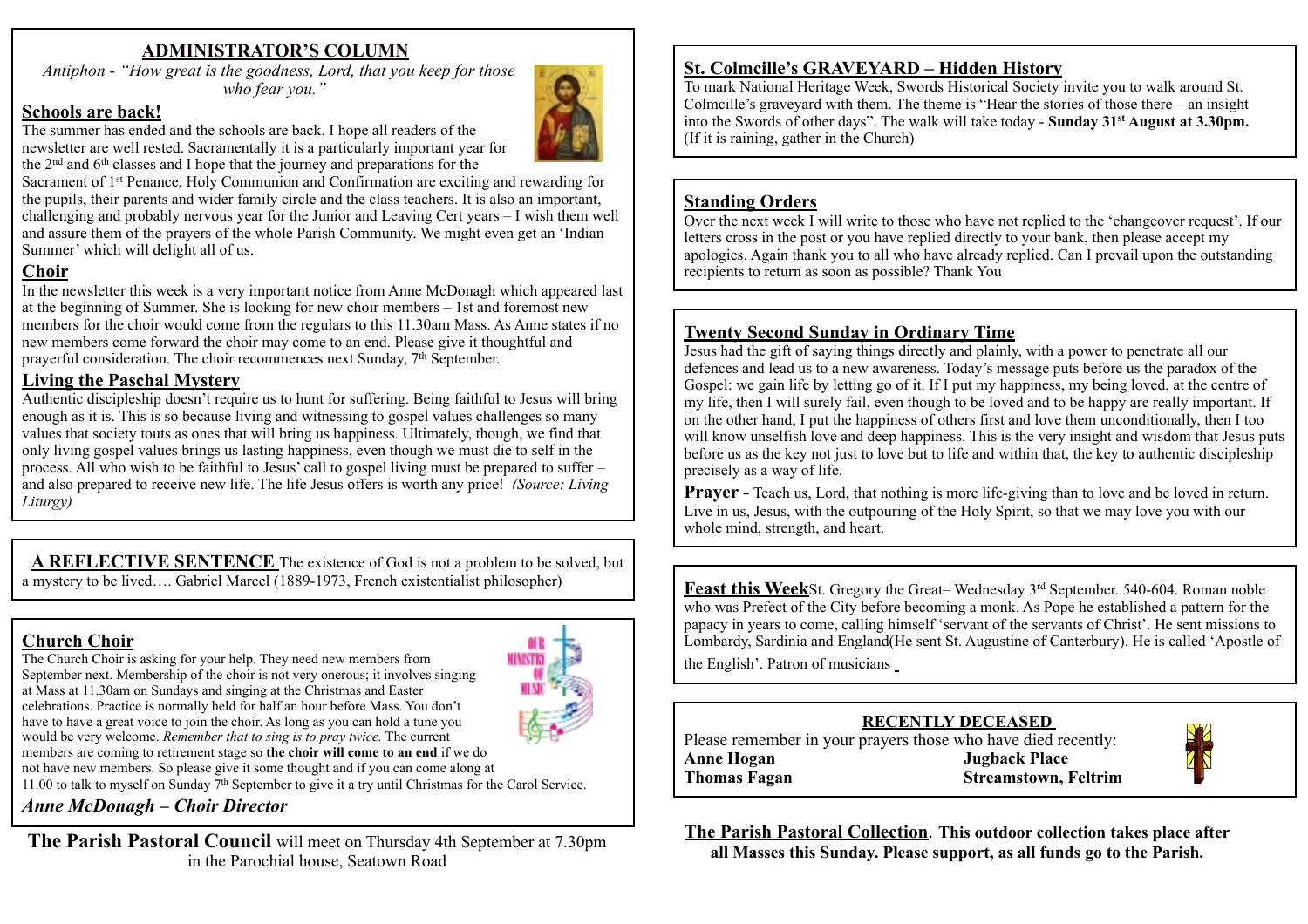## ADMINISTRATOR'S COLUMN

*Antiphon - "How great is the goodness, Lord, that you keep for those who fear you."*

### Schools are back!

The summer has ended and the schools are back. I hope all readers of the newsletter are well rested. Sacramentally it is a particularly important year for the 2nd and 6th classes and I hope that the journey and preparations for the Sacrament of 1st Penance, Holy Communion and Confirmation are exciting and rewarding for the pupils, their parents and wider family circle and the class teachers. It is also an important, challenging and probably nervous year for the Junior and Leaving Cert years – I wish them well and assure them of the prayers of the whole Parish Community. We might even get an 'Indian Summer' which will delight all of us.

### Choir

In the newsletter this week is a very important notice from Anne McDonagh which appeared last at the beginning of Summer. She is looking for new choir members – 1st and foremost new members for the choir would come from the regulars to this 11.30am Mass. As Anne states if no new members come forward the choir may come to an end. Please give it thoughtful and prayerful consideration. The choir recommences next Sunday, 7th September.

### Living the Paschal Mystery

Authentic discipleship doesn't require us to hunt for suffering. Being faithful to Jesus will bring enough as it is. This is so because living and witnessing to gospel values challenges so many values that society touts as ones that will bring us happiness. Ultimately, though, we find that only living gospel values brings us lasting happiness, even though we must die to self in the process. All who wish to be faithful to Jesus' call to gospel living must be prepared to suffer – and also prepared to receive new life. The life Jesus offers is worth any price! *(Source: Living Liturgy)*

**A REFLECTIVE SENTENCE** The existence of God is not a problem to be solved, but a mystery to be lived…. Gabriel Marcel (1889-1973, French existentialist philosopher)

## Church Choir

The Church Choir is asking for your help. They need new members from September next. Membership of the choir is not very onerous; it involves singing at Mass at 11.30am on Sundays and singing at the Christmas and Easter celebrations. Practice is normally held for half an hour before Mass. You don't have to have a great voice to join the choir. As long as you can hold a tune you would be very welcome. *Remember that to sing is to pray twice.* The current members are coming to retirement stage so **the choir will come to an end** if we do not have new members. So please give it some thought and if you can come along at 11.00 to talk to myself on Sunday 7th September to give it a try until Christmas for the Carol Service.

***Anne McDonagh – Choir Director***

**The Parish Pastoral Council** will meet on Thursday 4th September at 7.30pm in the Parochial house, Seatown Road

## St. Colmcille's GRAVEYARD – Hidden History

To mark National Heritage Week, Swords Historical Society invite you to walk around St. Colmcille's graveyard with them. The theme is "Hear the stories of those there – an insight into the Swords of other days". The walk will take today - **Sunday 31st August at 3.30pm.** (If it is raining, gather in the Church)

## Standing Orders

Over the next week I will write to those who have not replied to the 'changeover request'. If our letters cross in the post or you have replied directly to your bank, then please accept my apologies. Again thank you to all who have already replied. Can I prevail upon the outstanding recipients to return as soon as possible? Thank You

## Twenty Second Sunday in Ordinary Time

Jesus had the gift of saying things directly and plainly, with a power to penetrate all our defences and lead us to a new awareness. Today's message puts before us the paradox of the Gospel: we gain life by letting go of it. If I put my happiness, my being loved, at the centre of my life, then I will surely fail, even though to be loved and to be happy are really important. If on the other hand, I put the happiness of others first and love them unconditionally, then I too will know unselfish love and deep happiness. This is the very insight and wisdom that Jesus puts before us as the key not just to love but to life and within that, the key to authentic discipleship precisely as a way of life.

**Prayer -** Teach us, Lord, that nothing is more life-giving than to love and be loved in return. Live in us, Jesus, with the outpouring of the Holy Spirit, so that we may love you with our whole mind, strength, and heart.

**Feast this Week** St. Gregory the Great– Wednesday 3rd September. 540-604. Roman noble who was Prefect of the City before becoming a monk. As Pope he established a pattern for the papacy in years to come, calling himself 'servant of the servants of Christ'. He sent missions to Lombardy, Sardinia and England(He sent St. Augustine of Canterbury). He is called 'Apostle of the English'. Patron of musicians

## RECENTLY DECEASED

Please remember in your prayers those who have died recently:

| | |
|---|---|
| **Anne Hogan** | **Jugback Place** |
| **Thomas Fagan** | **Streamstown, Feltrim** |

**The Parish Pastoral Collection. This outdoor collection takes place after all Masses this Sunday. Please support, as all funds go to the Parish.**